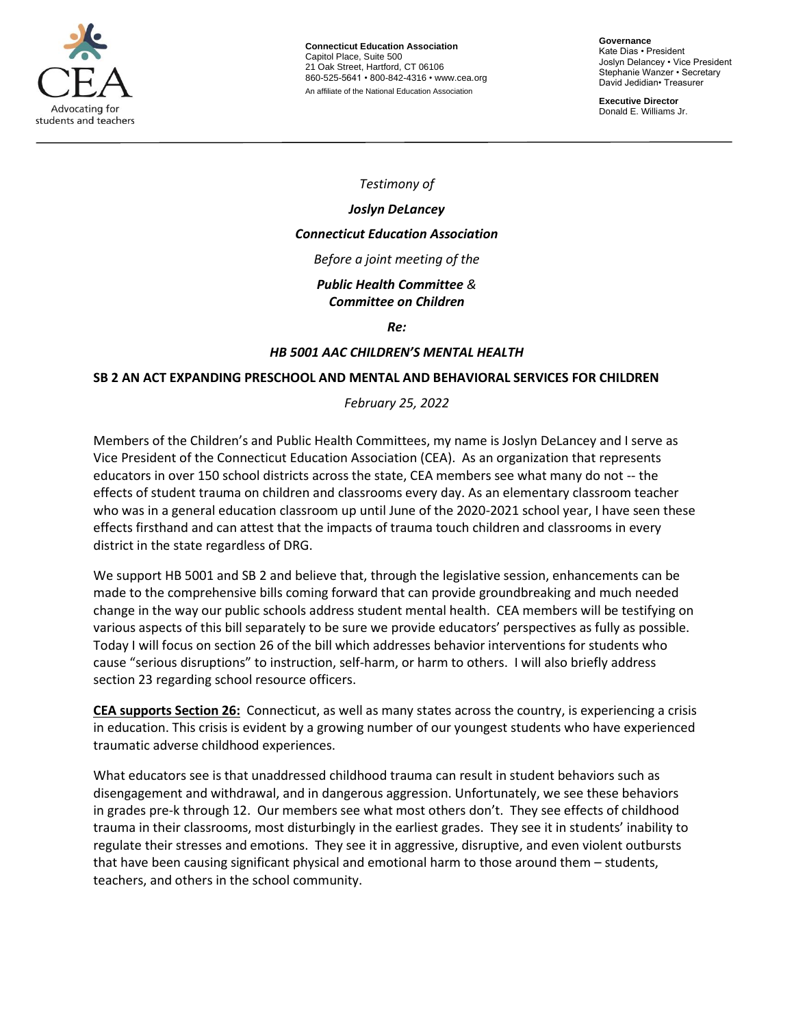CEA
Advocating for students and teachers

**Connecticut Education Association**
Capitol Place, Suite 500
21 Oak Street, Hartford, CT 06106
860-525-5641 • 800-842-4316 • www.cea.org
An affiliate of the National Education Association

**Governance**
Kate Dias • President
Joslyn Delancey • Vice President
Stephanie Wanzer • Secretary
David Jedidian• Treasurer

**Executive Director**
Donald E. Williams Jr.

---

*Testimony of*

***Joslyn DeLancey***

***Connecticut Education Association***

*Before a joint meeting of the*

***Public Health Committee** &*
***Committee on Children***

***Re:***

***HB 5001 AAC CHILDREN'S MENTAL HEALTH***

**SB 2 AN ACT EXPANDING PRESCHOOL AND MENTAL AND BEHAVIORAL SERVICES FOR CHILDREN**

*February 25, 2022*

Members of the Children's and Public Health Committees, my name is Joslyn DeLancey and I serve as Vice President of the Connecticut Education Association (CEA). As an organization that represents educators in over 150 school districts across the state, CEA members see what many do not -- the effects of student trauma on children and classrooms every day. As an elementary classroom teacher who was in a general education classroom up until June of the 2020-2021 school year, I have seen these effects firsthand and can attest that the impacts of trauma touch children and classrooms in every district in the state regardless of DRG.

We support HB 5001 and SB 2 and believe that, through the legislative session, enhancements can be made to the comprehensive bills coming forward that can provide groundbreaking and much needed change in the way our public schools address student mental health. CEA members will be testifying on various aspects of this bill separately to be sure we provide educators' perspectives as fully as possible. Today I will focus on section 26 of the bill which addresses behavior interventions for students who cause "serious disruptions" to instruction, self-harm, or harm to others. I will also briefly address section 23 regarding school resource officers.

**CEA supports Section 26:** Connecticut, as well as many states across the country, is experiencing a crisis in education. This crisis is evident by a growing number of our youngest students who have experienced traumatic adverse childhood experiences.

What educators see is that unaddressed childhood trauma can result in student behaviors such as disengagement and withdrawal, and in dangerous aggression. Unfortunately, we see these behaviors in grades pre-k through 12. Our members see what most others don't. They see effects of childhood trauma in their classrooms, most disturbingly in the earliest grades. They see it in students' inability to regulate their stresses and emotions. They see it in aggressive, disruptive, and even violent outbursts that have been causing significant physical and emotional harm to those around them – students, teachers, and others in the school community.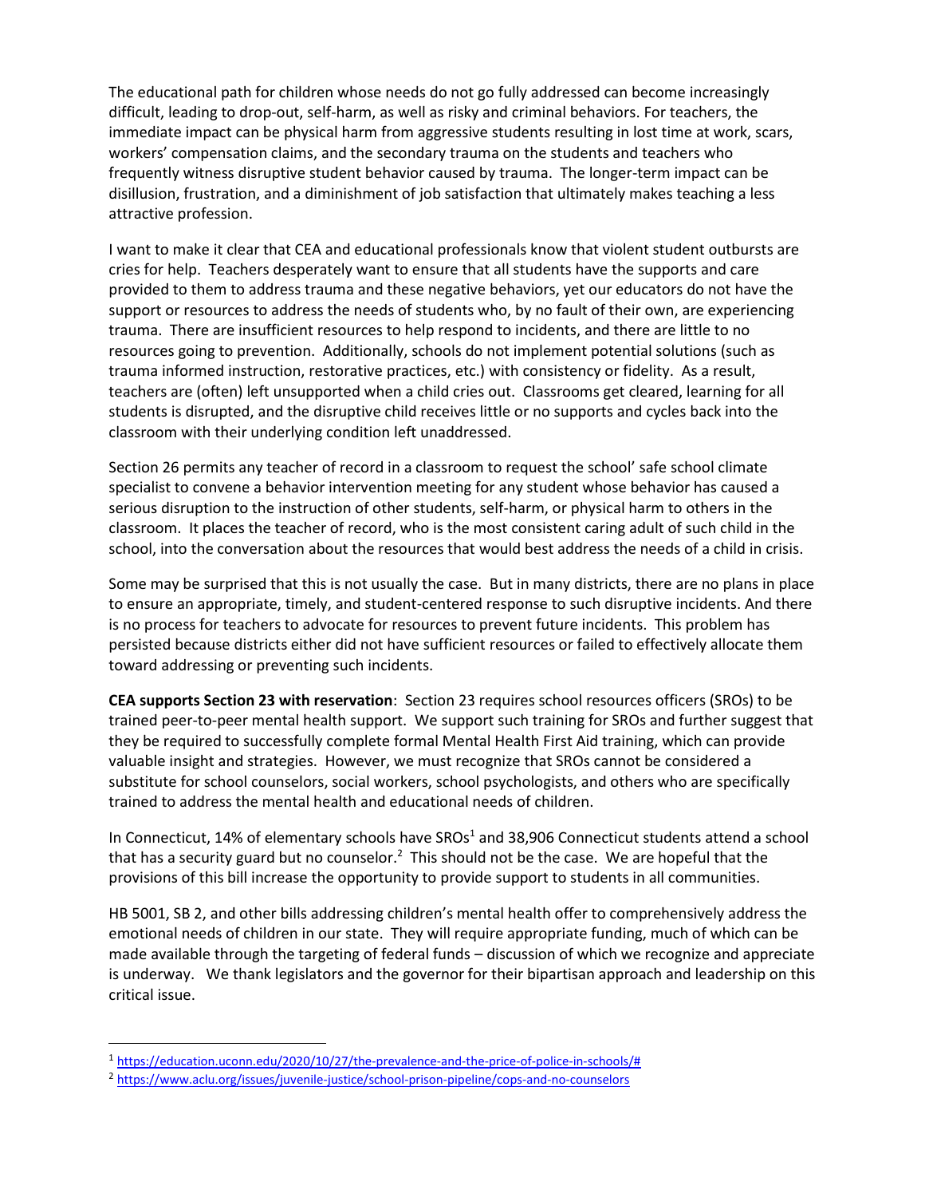The educational path for children whose needs do not go fully addressed can become increasingly difficult, leading to drop-out, self-harm, as well as risky and criminal behaviors. For teachers, the immediate impact can be physical harm from aggressive students resulting in lost time at work, scars, workers' compensation claims, and the secondary trauma on the students and teachers who frequently witness disruptive student behavior caused by trauma. The longer-term impact can be disillusion, frustration, and a diminishment of job satisfaction that ultimately makes teaching a less attractive profession.

I want to make it clear that CEA and educational professionals know that violent student outbursts are cries for help. Teachers desperately want to ensure that all students have the supports and care provided to them to address trauma and these negative behaviors, yet our educators do not have the support or resources to address the needs of students who, by no fault of their own, are experiencing trauma. There are insufficient resources to help respond to incidents, and there are little to no resources going to prevention. Additionally, schools do not implement potential solutions (such as trauma informed instruction, restorative practices, etc.) with consistency or fidelity. As a result, teachers are (often) left unsupported when a child cries out. Classrooms get cleared, learning for all students is disrupted, and the disruptive child receives little or no supports and cycles back into the classroom with their underlying condition left unaddressed.

Section 26 permits any teacher of record in a classroom to request the school' safe school climate specialist to convene a behavior intervention meeting for any student whose behavior has caused a serious disruption to the instruction of other students, self-harm, or physical harm to others in the classroom. It places the teacher of record, who is the most consistent caring adult of such child in the school, into the conversation about the resources that would best address the needs of a child in crisis.

Some may be surprised that this is not usually the case. But in many districts, there are no plans in place to ensure an appropriate, timely, and student-centered response to such disruptive incidents. And there is no process for teachers to advocate for resources to prevent future incidents. This problem has persisted because districts either did not have sufficient resources or failed to effectively allocate them toward addressing or preventing such incidents.

**CEA supports Section 23 with reservation**: Section 23 requires school resources officers (SROs) to be trained peer-to-peer mental health support. We support such training for SROs and further suggest that they be required to successfully complete formal Mental Health First Aid training, which can provide valuable insight and strategies. However, we must recognize that SROs cannot be considered a substitute for school counselors, social workers, school psychologists, and others who are specifically trained to address the mental health and educational needs of children.

In Connecticut, 14% of elementary schools have SROs[1] and 38,906 Connecticut students attend a school that has a security guard but no counselor.[2] This should not be the case. We are hopeful that the provisions of this bill increase the opportunity to provide support to students in all communities.

HB 5001, SB 2, and other bills addressing children's mental health offer to comprehensively address the emotional needs of children in our state. They will require appropriate funding, much of which can be made available through the targeting of federal funds – discussion of which we recognize and appreciate is underway. We thank legislators and the governor for their bipartisan approach and leadership on this critical issue.

---

[1] https://education.uconn.edu/2020/10/27/the-prevalence-and-the-price-of-police-in-schools/#

[2] https://www.aclu.org/issues/juvenile-justice/school-prison-pipeline/cops-and-no-counselors